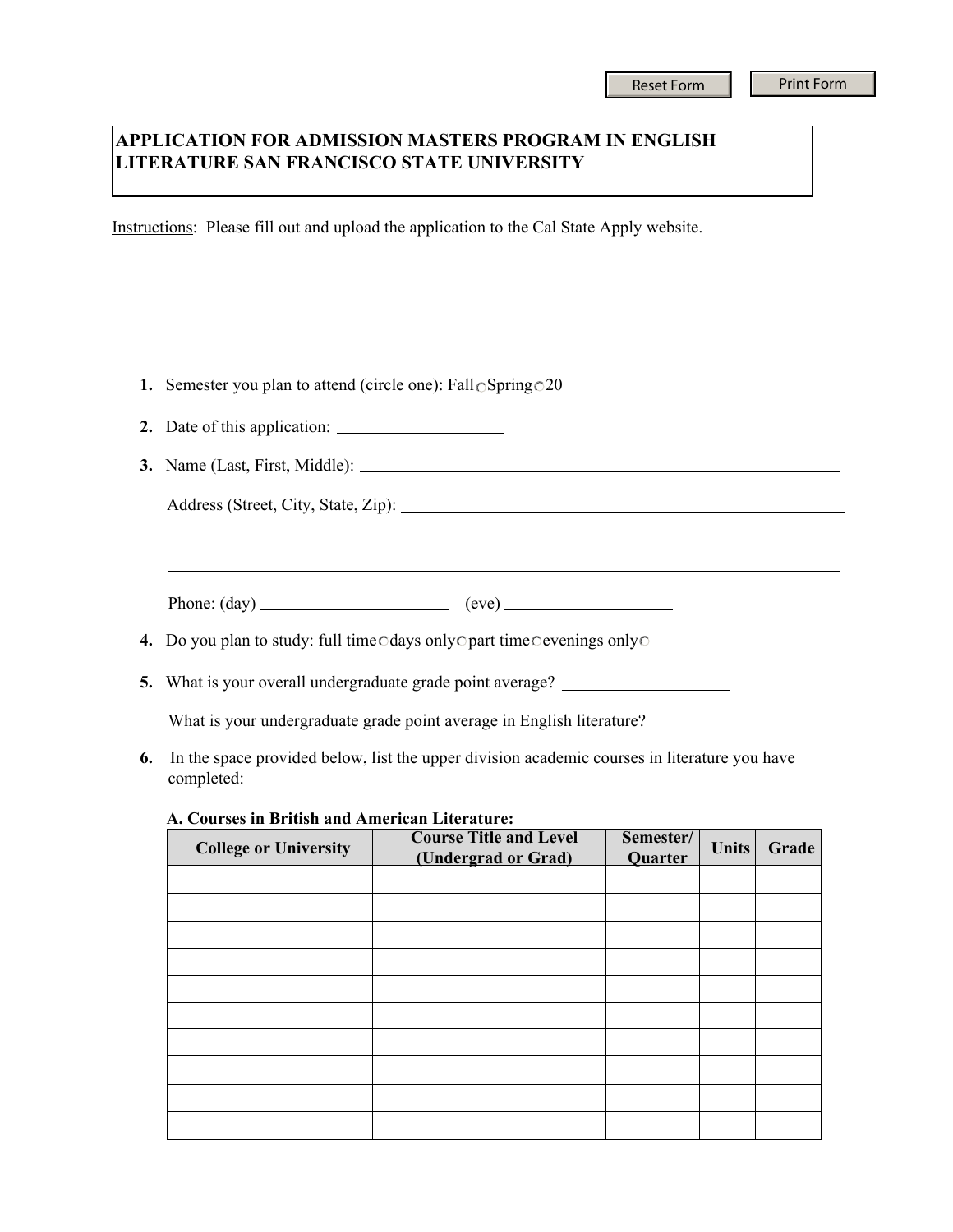Reset Form Print Form

# APPLICATION FOR ADMISSION MASTERS PROGRAM IN ENGLISH LITERATURE SAN FRANCISCO STATE UNIVERSITY

Instructions: Please fill out and upload the application to the Cal State Apply website.

1. Semester you plan to attend (circle one): Fall ○ Spring ○ 20___

2. Date of this application: ____________________

3. Name (Last, First, Middle): ____________________________________________

   Address (Street, City, State, Zip): ____________________________________________

   ____________________________________________

   Phone: (day) ____________________ (eve) ____________________

4. Do you plan to study: full time ○ days only ○ part time ○ evenings only ○

5. What is your overall undergraduate grade point average? ____________________

   What is your undergraduate grade point average in English literature? __________

6. In the space provided below, list the upper division academic courses in literature you have completed:

**A. Courses in British and American Literature:**

| College or University | Course Title and Level (Undergrad or Grad) | Semester/ Quarter | Units | Grade |
|---|---|---|---|---|
| | | | | |
| | | | | |
| | | | | |
| | | | | |
| | | | | |
| | | | | |
| | | | | |
| | | | | |
| | | | | |
| | | | | |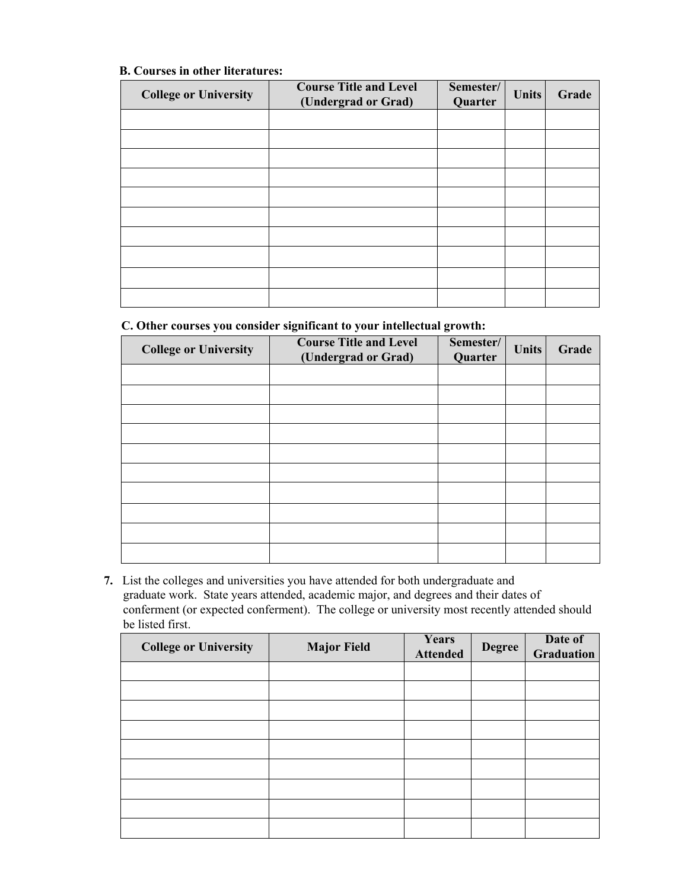**B. Courses in other literatures:**

| College or University | Course Title and Level (Undergrad or Grad) | Semester/ Quarter | Units | Grade |
|---|---|---|---|---|
| | | | | |
| | | | | |
| | | | | |
| | | | | |
| | | | | |
| | | | | |
| | | | | |
| | | | | |
| | | | | |
| | | | | |

**C. Other courses you consider significant to your intellectual growth:**

| College or University | Course Title and Level (Undergrad or Grad) | Semester/ Quarter | Units | Grade |
|---|---|---|---|---|
| | | | | |
| | | | | |
| | | | | |
| | | | | |
| | | | | |
| | | | | |
| | | | | |
| | | | | |
| | | | | |
| | | | | |

7. List the colleges and universities you have attended for both undergraduate and graduate work. State years attended, academic major, and degrees and their dates of conferment (or expected conferment). The college or university most recently attended should be listed first.

| College or University | Major Field | Years Attended | Degree | Date of Graduation |
|---|---|---|---|---|
| | | | | |
| | | | | |
| | | | | |
| | | | | |
| | | | | |
| | | | | |
| | | | | |
| | | | | |
| | | | | |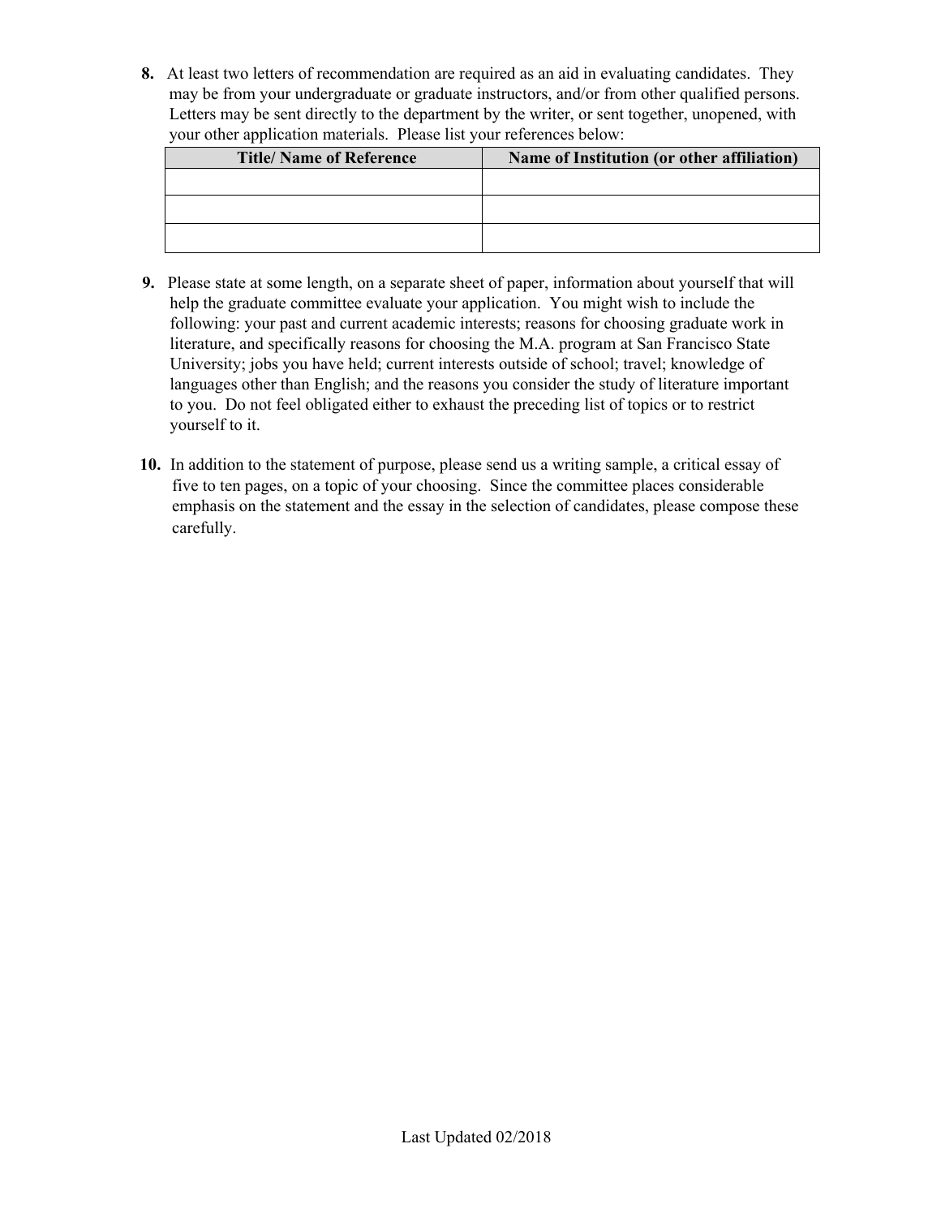**8.** At least two letters of recommendation are required as an aid in evaluating candidates. They may be from your undergraduate or graduate instructors, and/or from other qualified persons. Letters may be sent directly to the department by the writer, or sent together, unopened, with your other application materials. Please list your references below:

| Title/ Name of Reference | Name of Institution (or other affiliation) |
|---|---|
| | |
| | |
| | |

**9.** Please state at some length, on a separate sheet of paper, information about yourself that will help the graduate committee evaluate your application. You might wish to include the following: your past and current academic interests; reasons for choosing graduate work in literature, and specifically reasons for choosing the M.A. program at San Francisco State University; jobs you have held; current interests outside of school; travel; knowledge of languages other than English; and the reasons you consider the study of literature important to you. Do not feel obligated either to exhaust the preceding list of topics or to restrict yourself to it.

**10.** In addition to the statement of purpose, please send us a writing sample, a critical essay of five to ten pages, on a topic of your choosing. Since the committee places considerable emphasis on the statement and the essay in the selection of candidates, please compose these carefully.

Last Updated 02/2018